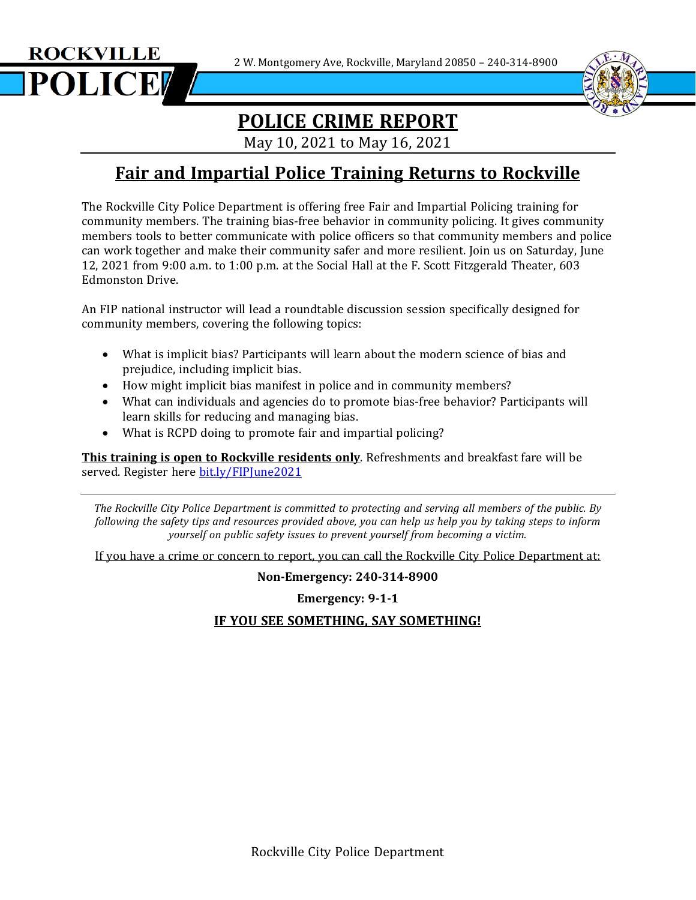ROCKVILLE POLICE

2 W. Montgomery Ave, Rockville, Maryland 20850 – 240-314-8900

# POLICE CRIME REPORT

May 10, 2021 to May 16, 2021

## Fair and Impartial Police Training Returns to Rockville

The Rockville City Police Department is offering free Fair and Impartial Policing training for community members. The training bias-free behavior in community policing. It gives community members tools to better communicate with police officers so that community members and police can work together and make their community safer and more resilient. Join us on Saturday, June 12, 2021 from 9:00 a.m. to 1:00 p.m. at the Social Hall at the F. Scott Fitzgerald Theater, 603 Edmonston Drive.

An FIP national instructor will lead a roundtable discussion session specifically designed for community members, covering the following topics:

- What is implicit bias? Participants will learn about the modern science of bias and prejudice, including implicit bias.
- How might implicit bias manifest in police and in community members?
- What can individuals and agencies do to promote bias-free behavior? Participants will learn skills for reducing and managing bias.
- What is RCPD doing to promote fair and impartial policing?

**This training is open to Rockville residents only**. Refreshments and breakfast fare will be served. Register here bit.ly/FIPJune2021

---

*The Rockville City Police Department is committed to protecting and serving all members of the public. By following the safety tips and resources provided above, you can help us help you by taking steps to inform yourself on public safety issues to prevent yourself from becoming a victim.*

If you have a crime or concern to report, you can call the Rockville City Police Department at:

**Non-Emergency: 240-314-8900**

**Emergency: 9-1-1**

**IF YOU SEE SOMETHING, SAY SOMETHING!**

Rockville City Police Department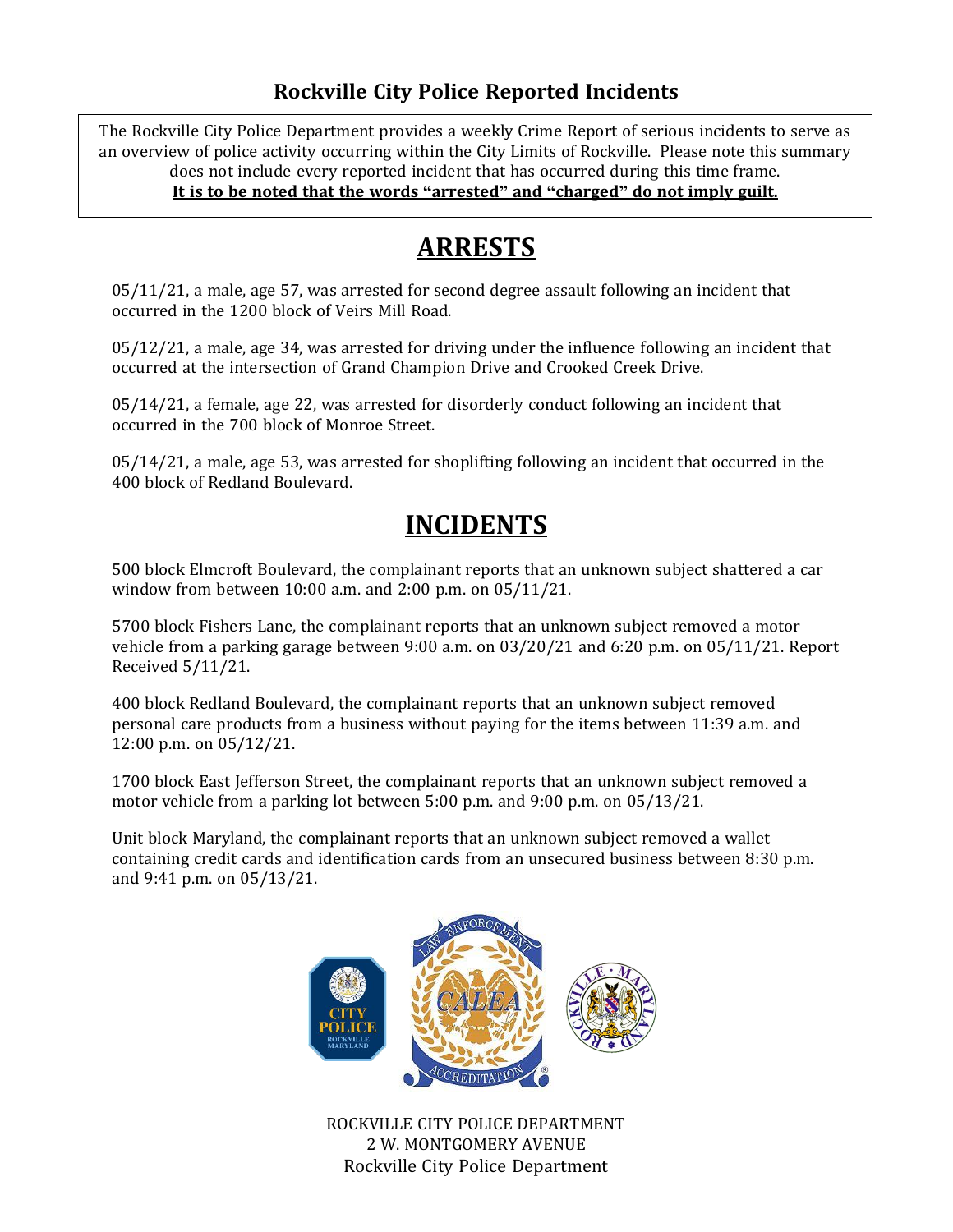## Rockville City Police Reported Incidents

The Rockville City Police Department provides a weekly Crime Report of serious incidents to serve as an overview of police activity occurring within the City Limits of Rockville. Please note this summary does not include every reported incident that has occurred during this time frame.
**It is to be noted that the words "arrested" and "charged" do not imply guilt.**

# ARRESTS

05/11/21, a male, age 57, was arrested for second degree assault following an incident that occurred in the 1200 block of Veirs Mill Road.

05/12/21, a male, age 34, was arrested for driving under the influence following an incident that occurred at the intersection of Grand Champion Drive and Crooked Creek Drive.

05/14/21, a female, age 22, was arrested for disorderly conduct following an incident that occurred in the 700 block of Monroe Street.

05/14/21, a male, age 53, was arrested for shoplifting following an incident that occurred in the 400 block of Redland Boulevard.

# INCIDENTS

500 block Elmcroft Boulevard, the complainant reports that an unknown subject shattered a car window from between 10:00 a.m. and 2:00 p.m. on 05/11/21.

5700 block Fishers Lane, the complainant reports that an unknown subject removed a motor vehicle from a parking garage between 9:00 a.m. on 03/20/21 and 6:20 p.m. on 05/11/21. Report Received 5/11/21.

400 block Redland Boulevard, the complainant reports that an unknown subject removed personal care products from a business without paying for the items between 11:39 a.m. and 12:00 p.m. on 05/12/21.

1700 block East Jefferson Street, the complainant reports that an unknown subject removed a motor vehicle from a parking lot between 5:00 p.m. and 9:00 p.m. on 05/13/21.

Unit block Maryland, the complainant reports that an unknown subject removed a wallet containing credit cards and identification cards from an unsecured business between 8:30 p.m. and 9:41 p.m. on 05/13/21.

ROCKVILLE CITY POLICE DEPARTMENT
2 W. MONTGOMERY AVENUE
Rockville City Police Department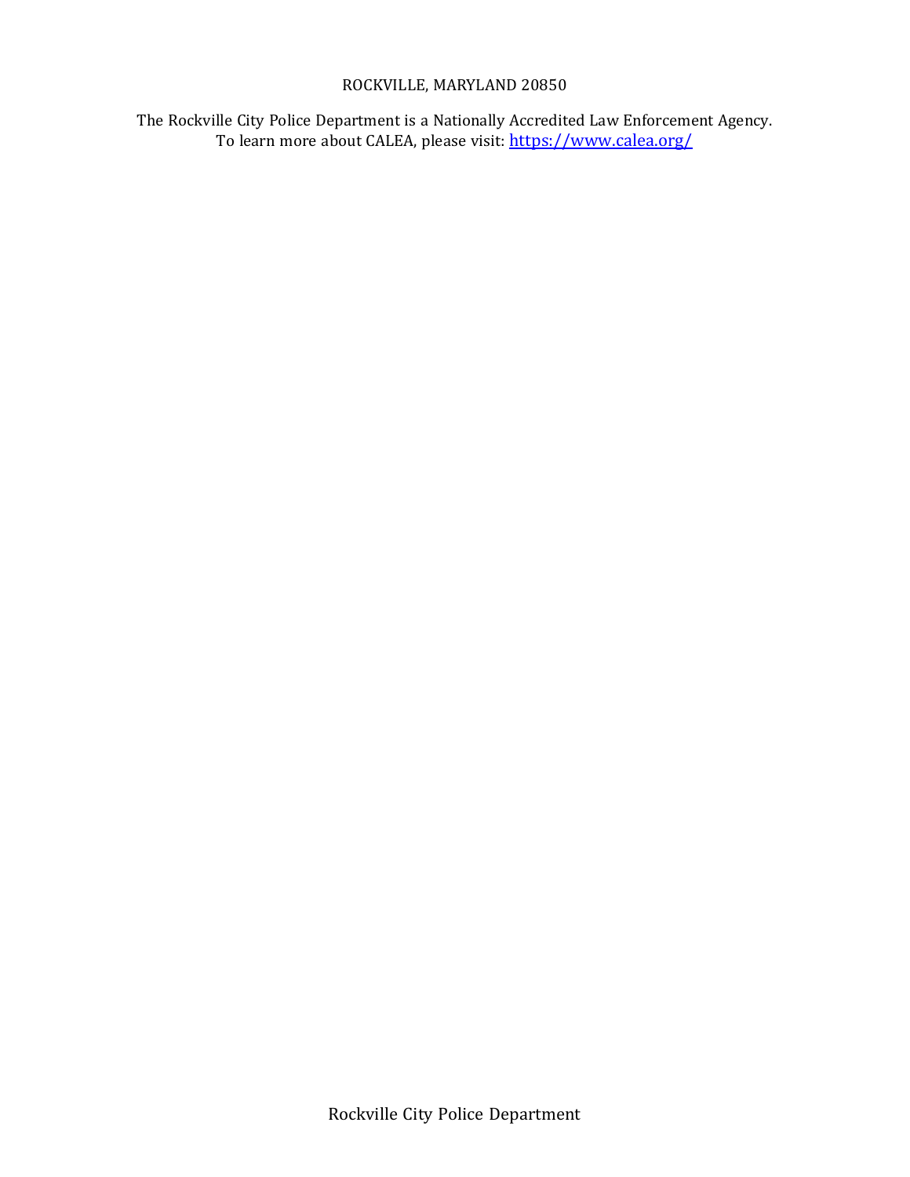ROCKVILLE, MARYLAND 20850

The Rockville City Police Department is a Nationally Accredited Law Enforcement Agency.
To learn more about CALEA, please visit: [https://www.calea.org/](https://www.calea.org/)